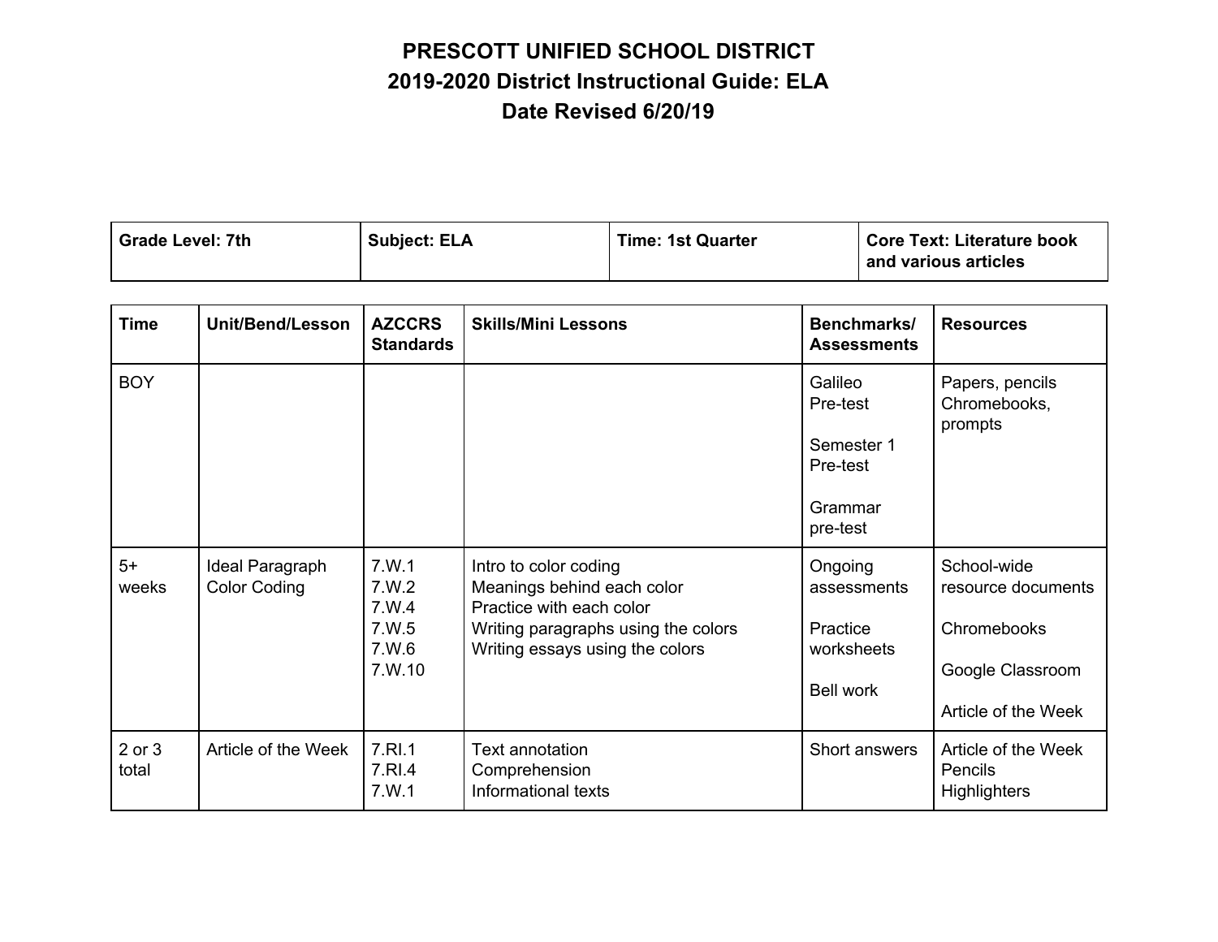# PRESCOTT UNIFIED SCHOOL DISTRICT
# 2019-2020 District Instructional Guide: ELA
# Date Revised 6/20/19

| Grade Level: 7th | Subject: ELA | Time: 1st Quarter | Core Text: Literature book and various articles |
|---|---|---|---|

| Time | Unit/Bend/Lesson | AZCCRS Standards | Skills/Mini Lessons | Benchmarks/ Assessments | Resources |
|---|---|---|---|---|---|
| BOY | | | | Galileo Pre-test<br><br>Semester 1 Pre-test<br><br>Grammar pre-test | Papers, pencils<br>Chromebooks, prompts |
| 5+ weeks | Ideal Paragraph Color Coding | 7.W.1<br>7.W.2<br>7.W.4<br>7.W.5<br>7.W.6<br>7.W.10 | Intro to color coding<br>Meanings behind each color<br>Practice with each color<br>Writing paragraphs using the colors<br>Writing essays using the colors | Ongoing assessments<br><br>Practice worksheets<br><br>Bell work | School-wide resource documents<br><br>Chromebooks<br><br>Google Classroom<br><br>Article of the Week |
| 2 or 3 total | Article of the Week | 7.RI.1<br>7.RI.4<br>7.W.1 | Text annotation<br>Comprehension<br>Informational texts | Short answers | Article of the Week<br>Pencils<br>Highlighters |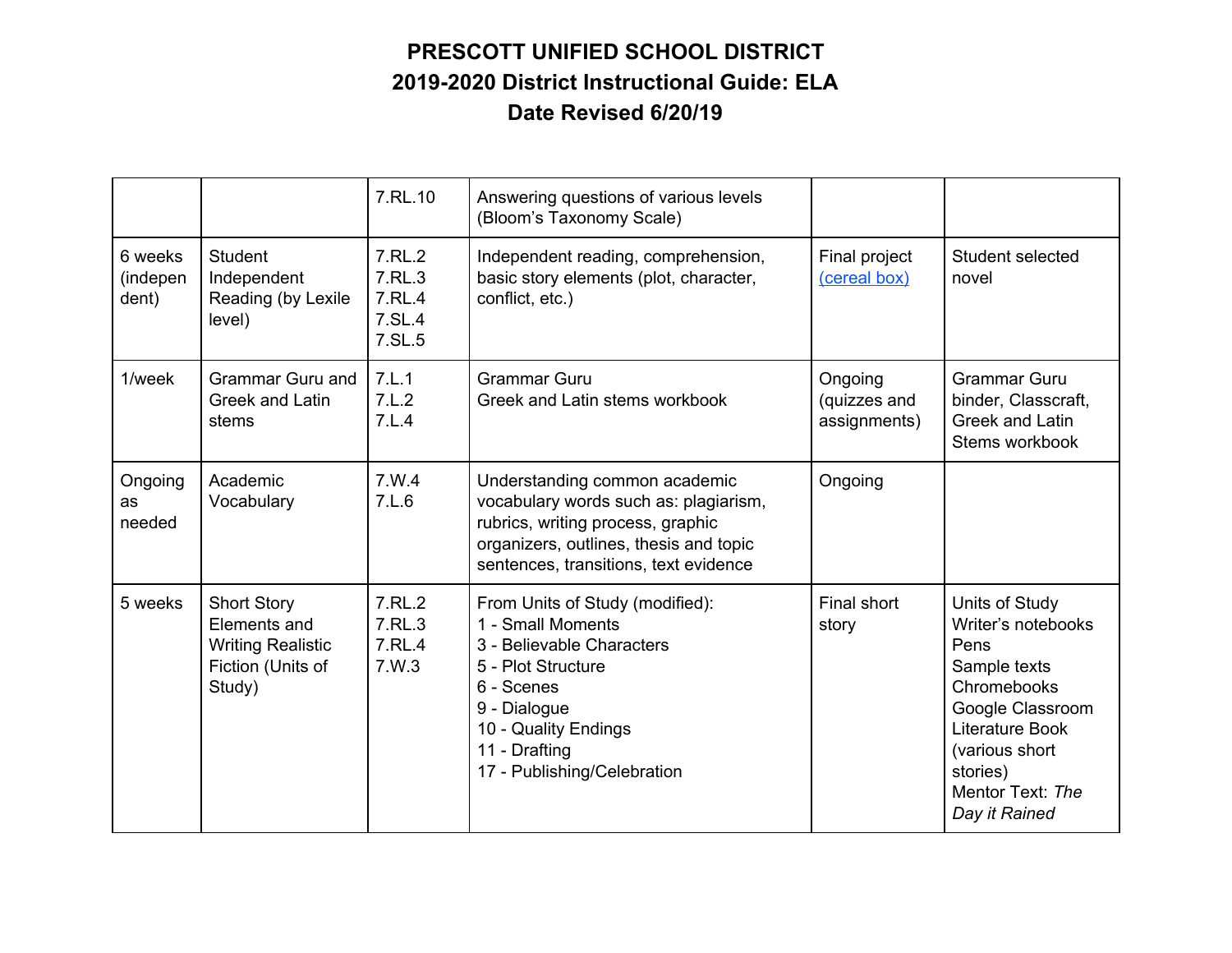# PRESCOTT UNIFIED SCHOOL DISTRICT
# 2019-2020 District Instructional Guide: ELA
# Date Revised 6/20/19

| | | | | | |
|---|---|---|---|---|---|
| | | 7.RL.10 | Answering questions of various levels (Bloom's Taxonomy Scale) | | |
| 6 weeks (independent) | Student Independent Reading (by Lexile level) | 7.RL.2<br>7.RL.3<br>7.RL.4<br>7.SL.4<br>7.SL.5 | Independent reading, comprehension, basic story elements (plot, character, conflict, etc.) | Final project (cereal box) | Student selected novel |
| 1/week | Grammar Guru and Greek and Latin stems | 7.L.1<br>7.L.2<br>7.L.4 | Grammar Guru<br>Greek and Latin stems workbook | Ongoing (quizzes and assignments) | Grammar Guru binder, Classcraft, Greek and Latin Stems workbook |
| Ongoing as needed | Academic Vocabulary | 7.W.4<br>7.L.6 | Understanding common academic vocabulary words such as: plagiarism, rubrics, writing process, graphic organizers, outlines, thesis and topic sentences, transitions, text evidence | Ongoing | |
| 5 weeks | Short Story Elements and Writing Realistic Fiction (Units of Study) | 7.RL.2<br>7.RL.3<br>7.RL.4<br>7.W.3 | From Units of Study (modified):<br>1 - Small Moments<br>3 - Believable Characters<br>5 - Plot Structure<br>6 - Scenes<br>9 - Dialogue<br>10 - Quality Endings<br>11 - Drafting<br>17 - Publishing/Celebration | Final short story | Units of Study<br>Writer's notebooks<br>Pens<br>Sample texts<br>Chromebooks<br>Google Classroom<br>Literature Book (various short stories)<br>Mentor Text: *The Day it Rained* |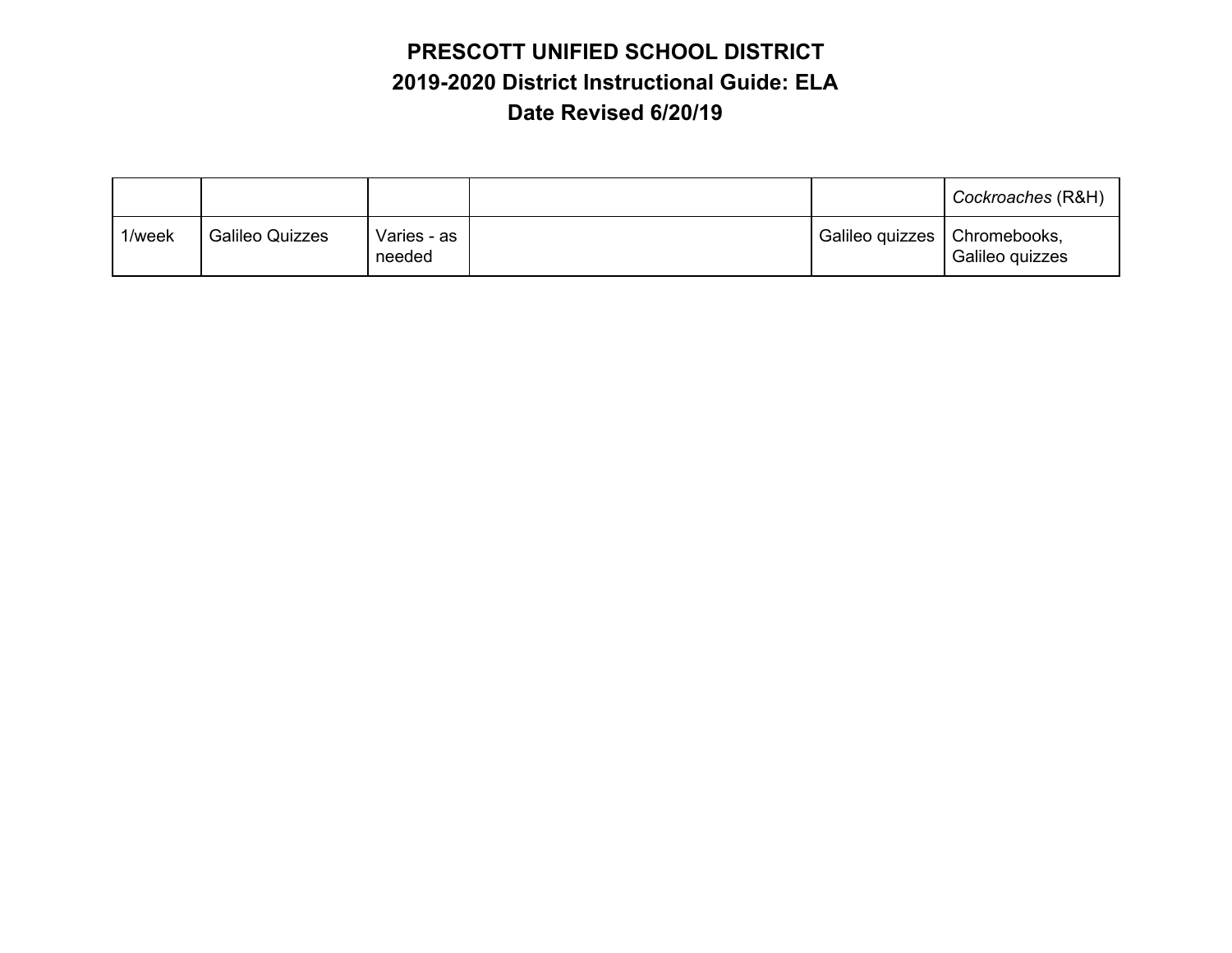# PRESCOTT UNIFIED SCHOOL DISTRICT
# 2019-2020 District Instructional Guide: ELA
# Date Revised 6/20/19

| | | | | | |
|---|---|---|---|---|---|
| | | | | | *Cockroaches* (R&H) |
| 1/week | Galileo Quizzes | Varies - as needed | | Galileo quizzes | Chromebooks, Galileo quizzes |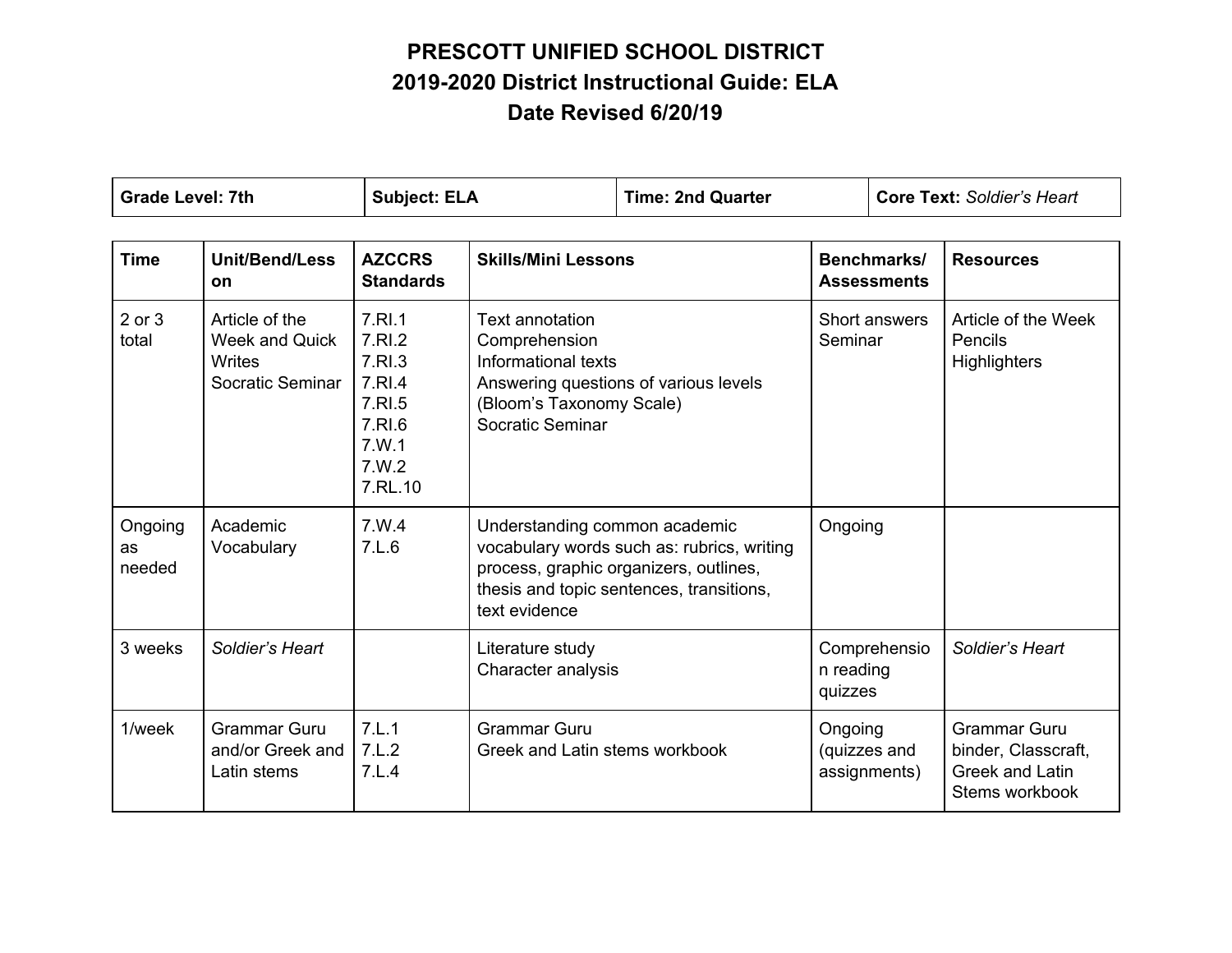# PRESCOTT UNIFIED SCHOOL DISTRICT
## 2019-2020 District Instructional Guide: ELA
## Date Revised 6/20/19

| **Grade Level: 7th** | **Subject: ELA** | **Time: 2nd Quarter** | **Core Text:** *Soldier's Heart* |
|---|---|---|---|

| Time | Unit/Bend/Lesson | AZCCRS Standards | Skills/Mini Lessons | Benchmarks/ Assessments | Resources |
|---|---|---|---|---|---|
| 2 or 3 total | Article of the Week and Quick Writes<br>Socratic Seminar | 7.RI.1<br>7.RI.2<br>7.RI.3<br>7.RI.4<br>7.RI.5<br>7.RI.6<br>7.W.1<br>7.W.2<br>7.RL.10 | Text annotation<br>Comprehension<br>Informational texts<br>Answering questions of various levels (Bloom's Taxonomy Scale)<br>Socratic Seminar | Short answers<br>Seminar | Article of the Week<br>Pencils<br>Highlighters |
| Ongoing as needed | Academic Vocabulary | 7.W.4<br>7.L.6 | Understanding common academic vocabulary words such as: rubrics, writing process, graphic organizers, outlines, thesis and topic sentences, transitions, text evidence | Ongoing | |
| 3 weeks | *Soldier's Heart* | | Literature study<br>Character analysis | Comprehension reading quizzes | *Soldier's Heart* |
| 1/week | Grammar Guru and/or Greek and Latin stems | 7.L.1<br>7.L.2<br>7.L.4 | Grammar Guru<br>Greek and Latin stems workbook | Ongoing (quizzes and assignments) | Grammar Guru binder, Classcraft, Greek and Latin Stems workbook |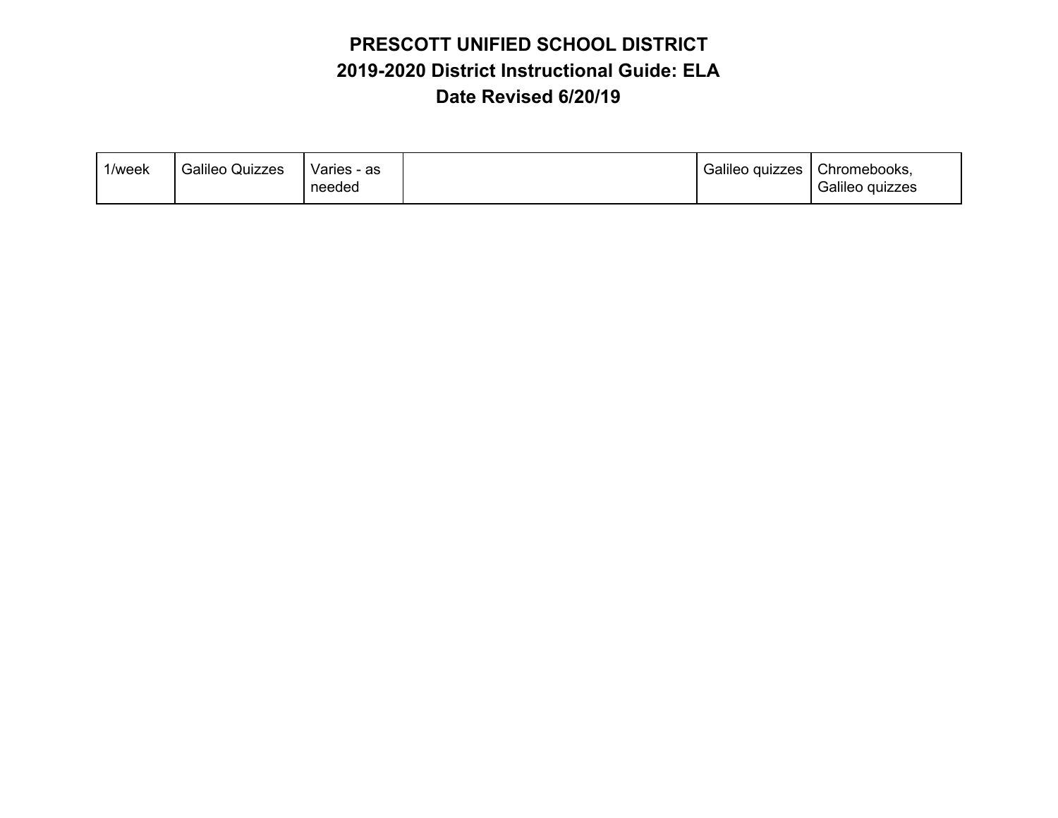| 1/week | Galileo Quizzes | Varies - as needed | | Galileo quizzes | Chromebooks, Galileo quizzes |
|---|---|---|---|---|---|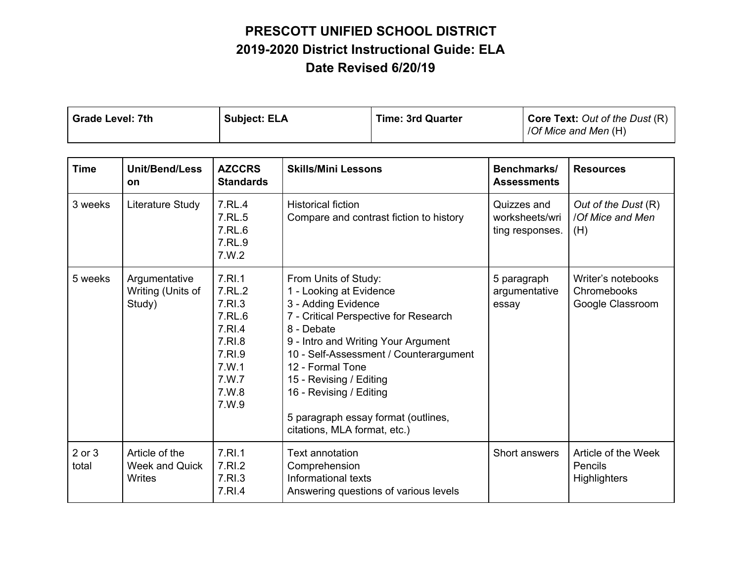# PRESCOTT UNIFIED SCHOOL DISTRICT
# 2019-2020 District Instructional Guide: ELA
# Date Revised 6/20/19

| **Grade Level: 7th** | **Subject: ELA** | **Time: 3rd Quarter** | **Core Text:** *Out of the Dust* (R) /*Of Mice and Men* (H) |
|---|---|---|---|

| **Time** | **Unit/Bend/Lesson** | **AZCCRS Standards** | **Skills/Mini Lessons** | **Benchmarks/ Assessments** | **Resources** |
|---|---|---|---|---|---|
| 3 weeks | Literature Study | 7.RL.4<br>7.RL.5<br>7.RL.6<br>7.RL.9<br>7.W.2 | Historical fiction<br>Compare and contrast fiction to history | Quizzes and worksheets/writing responses. | *Out of the Dust* (R) /*Of Mice and Men* (H) |
| 5 weeks | Argumentative Writing (Units of Study) | 7.RI.1<br>7.RL.2<br>7.RI.3<br>7.RL.6<br>7.RI.4<br>7.RI.8<br>7.RI.9<br>7.W.1<br>7.W.7<br>7.W.8<br>7.W.9 | From Units of Study:<br>1 - Looking at Evidence<br>3 - Adding Evidence<br>7 - Critical Perspective for Research<br>8 - Debate<br>9 - Intro and Writing Your Argument<br>10 - Self-Assessment / Counterargument<br>12 - Formal Tone<br>15 - Revising / Editing<br>16 - Revising / Editing<br><br>5 paragraph essay format (outlines, citations, MLA format, etc.) | 5 paragraph argumentative essay | Writer's notebooks<br>Chromebooks<br>Google Classroom |
| 2 or 3 total | Article of the Week and Quick Writes | 7.RI.1<br>7.RI.2<br>7.RI.3<br>7.RI.4 | Text annotation<br>Comprehension<br>Informational texts<br>Answering questions of various levels | Short answers | Article of the Week<br>Pencils<br>Highlighters |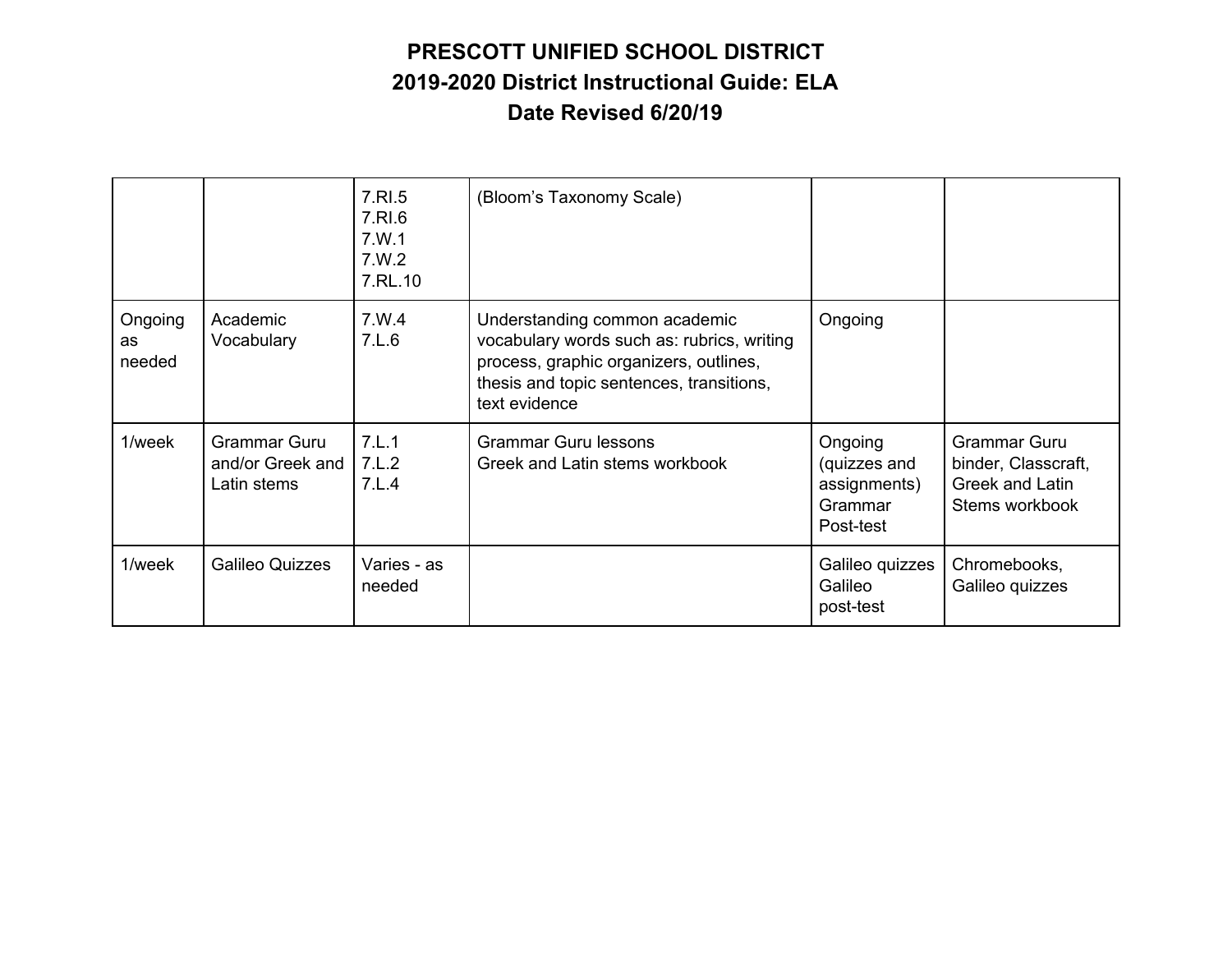| | | | | | |
|---|---|---|---|---|---|
| | | 7.RI.5<br>7.RI.6<br>7.W.1<br>7.W.2<br>7.RL.10 | (Bloom's Taxonomy Scale) | | |
| Ongoing as needed | Academic Vocabulary | 7.W.4<br>7.L.6 | Understanding common academic vocabulary words such as: rubrics, writing process, graphic organizers, outlines, thesis and topic sentences, transitions, text evidence | Ongoing | |
| 1/week | Grammar Guru and/or Greek and Latin stems | 7.L.1<br>7.L.2<br>7.L.4 | Grammar Guru lessons<br>Greek and Latin stems workbook | Ongoing (quizzes and assignments)<br>Grammar Post-test | Grammar Guru binder, Classcraft, Greek and Latin Stems workbook |
| 1/week | Galileo Quizzes | Varies - as needed | | Galileo quizzes<br>Galileo post-test | Chromebooks, Galileo quizzes |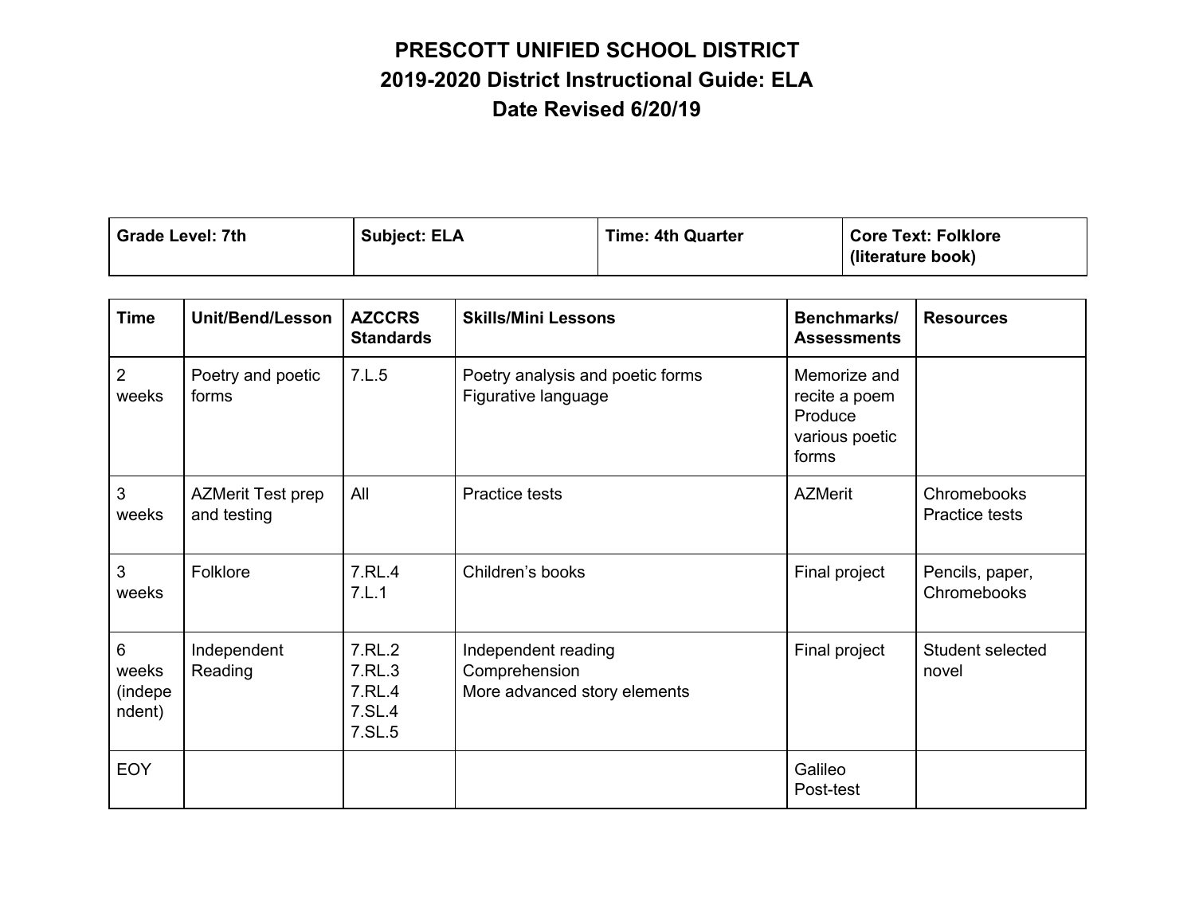# PRESCOTT UNIFIED SCHOOL DISTRICT
## 2019-2020 District Instructional Guide: ELA
### Date Revised 6/20/19

| Grade Level: 7th | Subject: ELA | Time: 4th Quarter | Core Text: Folklore (literature book) |
|---|---|---|---|

| Time | Unit/Bend/Lesson | AZCCRS Standards | Skills/Mini Lessons | Benchmarks/ Assessments | Resources |
|---|---|---|---|---|---|
| 2 weeks | Poetry and poetic forms | 7.L.5 | Poetry analysis and poetic forms<br>Figurative language | Memorize and recite a poem<br>Produce various poetic forms | |
| 3 weeks | AZMerit Test prep and testing | All | Practice tests | AZMerit | Chromebooks<br>Practice tests |
| 3 weeks | Folklore | 7.RL.4<br>7.L.1 | Children's books | Final project | Pencils, paper, Chromebooks |
| 6 weeks (independent) | Independent Reading | 7.RL.2<br>7.RL.3<br>7.RL.4<br>7.SL.4<br>7.SL.5 | Independent reading<br>Comprehension<br>More advanced story elements | Final project | Student selected novel |
| EOY | | | | Galileo Post-test | |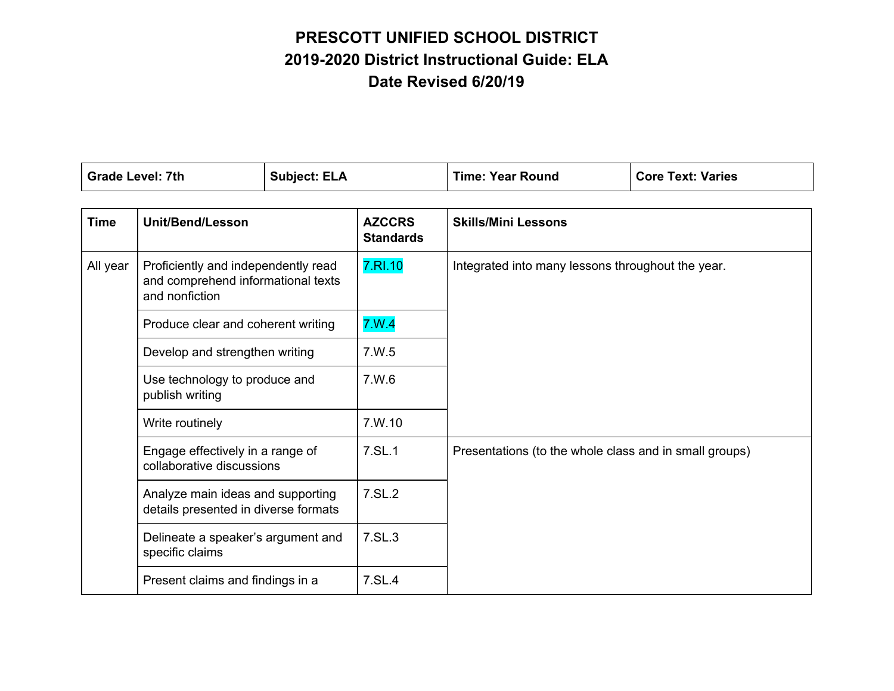# PRESCOTT UNIFIED SCHOOL DISTRICT
## 2019-2020 District Instructional Guide: ELA
## Date Revised 6/20/19

| Grade Level: 7th | Subject: ELA | Time: Year Round | Core Text: Varies |
|---|---|---|---|

| Time | Unit/Bend/Lesson | AZCCRS Standards | Skills/Mini Lessons |
|---|---|---|---|
| All year | Proficiently and independently read and comprehend informational texts and nonfiction | 7.RI.10 | Integrated into many lessons throughout the year. |
| | Produce clear and coherent writing | 7.W.4 | |
| | Develop and strengthen writing | 7.W.5 | |
| | Use technology to produce and publish writing | 7.W.6 | |
| | Write routinely | 7.W.10 | |
| | Engage effectively in a range of collaborative discussions | 7.SL.1 | Presentations (to the whole class and in small groups) |
| | Analyze main ideas and supporting details presented in diverse formats | 7.SL.2 | |
| | Delineate a speaker's argument and specific claims | 7.SL.3 | |
| | Present claims and findings in a | 7.SL.4 | |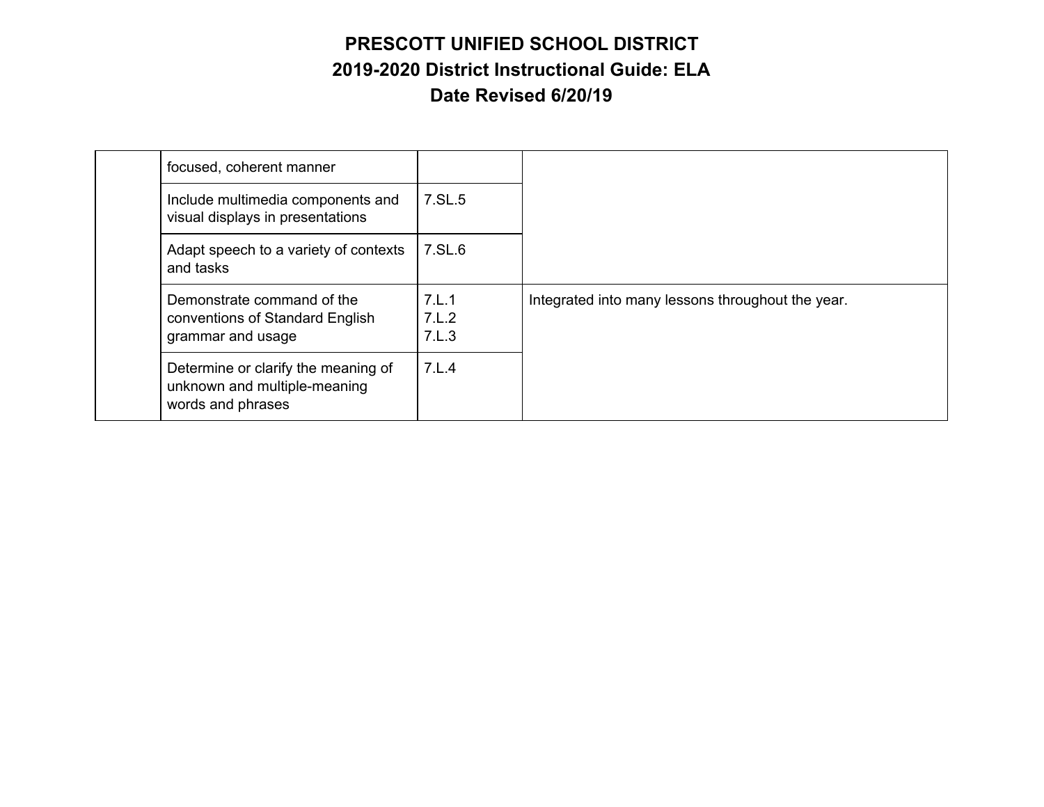| | | | |
|---|---|---|---|
| | focused, coherent manner | | |
| | Include multimedia components and visual displays in presentations | 7.SL.5 | |
| | Adapt speech to a variety of contexts and tasks | 7.SL.6 | |
| | Demonstrate command of the conventions of Standard English grammar and usage | 7.L.1<br>7.L.2<br>7.L.3 | Integrated into many lessons throughout the year. |
| | Determine or clarify the meaning of unknown and multiple-meaning words and phrases | 7.L.4 | |